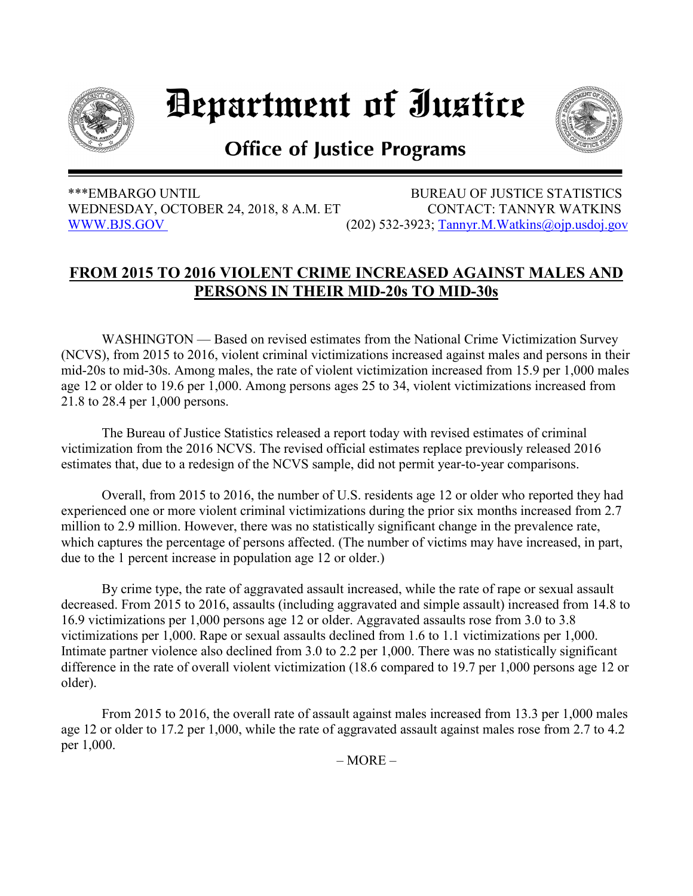# Department of Justice

## Office of Justice Programs

***EMBARGO UNTIL
WEDNESDAY, OCTOBER 24, 2018, 8 A.M. ET
WWW.BJS.GOV

BUREAU OF JUSTICE STATISTICS
CONTACT: TANNYR WATKINS
(202) 532-3923; Tannyr.M.Watkins@ojp.usdoj.gov

## FROM 2015 TO 2016 VIOLENT CRIME INCREASED AGAINST MALES AND PERSONS IN THEIR MID-20s TO MID-30s

WASHINGTON — Based on revised estimates from the National Crime Victimization Survey (NCVS), from 2015 to 2016, violent criminal victimizations increased against males and persons in their mid-20s to mid-30s. Among males, the rate of violent victimization increased from 15.9 per 1,000 males age 12 or older to 19.6 per 1,000. Among persons ages 25 to 34, violent victimizations increased from 21.8 to 28.4 per 1,000 persons.

The Bureau of Justice Statistics released a report today with revised estimates of criminal victimization from the 2016 NCVS. The revised official estimates replace previously released 2016 estimates that, due to a redesign of the NCVS sample, did not permit year-to-year comparisons.

Overall, from 2015 to 2016, the number of U.S. residents age 12 or older who reported they had experienced one or more violent criminal victimizations during the prior six months increased from 2.7 million to 2.9 million. However, there was no statistically significant change in the prevalence rate, which captures the percentage of persons affected. (The number of victims may have increased, in part, due to the 1 percent increase in population age 12 or older.)

By crime type, the rate of aggravated assault increased, while the rate of rape or sexual assault decreased. From 2015 to 2016, assaults (including aggravated and simple assault) increased from 14.8 to 16.9 victimizations per 1,000 persons age 12 or older. Aggravated assaults rose from 3.0 to 3.8 victimizations per 1,000. Rape or sexual assaults declined from 1.6 to 1.1 victimizations per 1,000. Intimate partner violence also declined from 3.0 to 2.2 per 1,000. There was no statistically significant difference in the rate of overall violent victimization (18.6 compared to 19.7 per 1,000 persons age 12 or older).

From 2015 to 2016, the overall rate of assault against males increased from 13.3 per 1,000 males age 12 or older to 17.2 per 1,000, while the rate of aggravated assault against males rose from 2.7 to 4.2 per 1,000.

– MORE –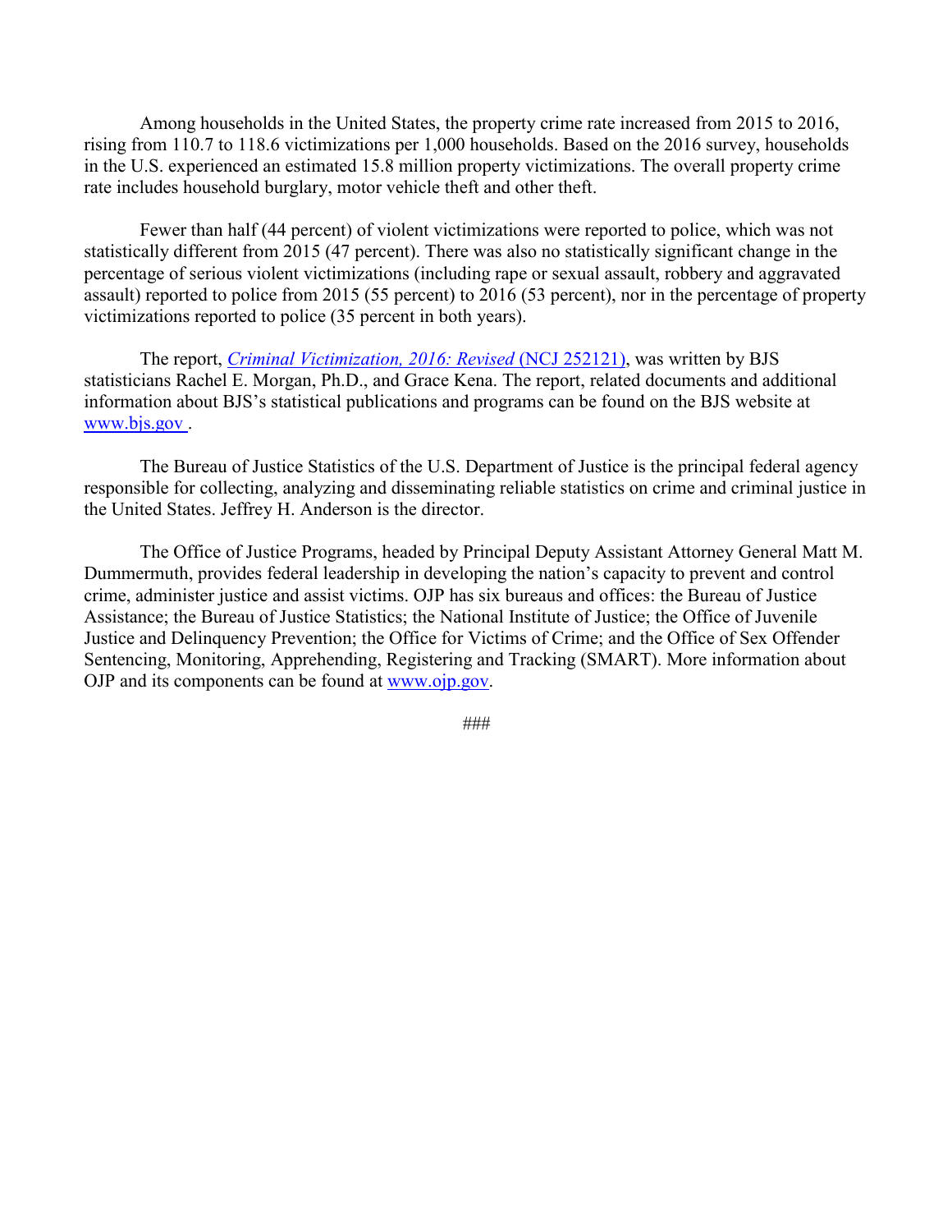Among households in the United States, the property crime rate increased from 2015 to 2016, rising from 110.7 to 118.6 victimizations per 1,000 households. Based on the 2016 survey, households in the U.S. experienced an estimated 15.8 million property victimizations. The overall property crime rate includes household burglary, motor vehicle theft and other theft.

Fewer than half (44 percent) of violent victimizations were reported to police, which was not statistically different from 2015 (47 percent). There was also no statistically significant change in the percentage of serious violent victimizations (including rape or sexual assault, robbery and aggravated assault) reported to police from 2015 (55 percent) to 2016 (53 percent), nor in the percentage of property victimizations reported to police (35 percent in both years).

The report, *Criminal Victimization, 2016: Revised* (NCJ 252121), was written by BJS statisticians Rachel E. Morgan, Ph.D., and Grace Kena. The report, related documents and additional information about BJS's statistical publications and programs can be found on the BJS website at www.bjs.gov .

The Bureau of Justice Statistics of the U.S. Department of Justice is the principal federal agency responsible for collecting, analyzing and disseminating reliable statistics on crime and criminal justice in the United States. Jeffrey H. Anderson is the director.

The Office of Justice Programs, headed by Principal Deputy Assistant Attorney General Matt M. Dummermuth, provides federal leadership in developing the nation's capacity to prevent and control crime, administer justice and assist victims. OJP has six bureaus and offices: the Bureau of Justice Assistance; the Bureau of Justice Statistics; the National Institute of Justice; the Office of Juvenile Justice and Delinquency Prevention; the Office for Victims of Crime; and the Office of Sex Offender Sentencing, Monitoring, Apprehending, Registering and Tracking (SMART). More information about OJP and its components can be found at www.ojp.gov.

###